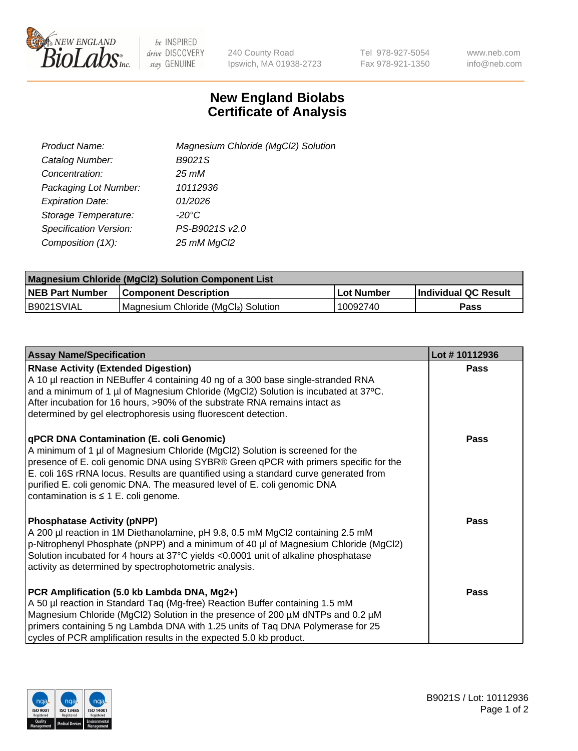New England Biolabs
be INSPIRED drive DISCOVERY stay GENUINE

240 County Road
Ipswich, MA 01938-2723

Tel 978-927-5054
Fax 978-921-1350

www.neb.com
info@neb.com

# New England Biolabs Certificate of Analysis

| | |
|---|---|
| *Product Name:* | *Magnesium Chloride (MgCl2) Solution* |
| *Catalog Number:* | *B9021S* |
| *Concentration:* | *25 mM* |
| *Packaging Lot Number:* | *10112936* |
| *Expiration Date:* | *01/2026* |
| *Storage Temperature:* | *-20°C* |
| *Specification Version:* | *PS-B9021S v2.0* |
| *Composition (1X):* | *25 mM MgCl2* |

| Magnesium Chloride (MgCl2) Solution Component List | | | |
|---|---|---|---|
| **NEB Part Number** | **Component Description** | **Lot Number** | **Individual QC Result** |
| B9021SVIAL | Magnesium Chloride ($MgCl_2$) Solution | 10092740 | **Pass** |

| Assay Name/Specification | Lot # 10112936 |
|---|---|
| **RNase Activity (Extended Digestion)**<br>A 10 µl reaction in NEBuffer 4 containing 40 ng of a 300 base single-stranded RNA and a minimum of 1 µl of Magnesium Chloride (MgCl2) Solution is incubated at 37ºC. After incubation for 16 hours, >90% of the substrate RNA remains intact as determined by gel electrophoresis using fluorescent detection. | **Pass** |
| **qPCR DNA Contamination (E. coli Genomic)**<br>A minimum of 1 µl of Magnesium Chloride (MgCl2) Solution is screened for the presence of E. coli genomic DNA using SYBR® Green qPCR with primers specific for the E. coli 16S rRNA locus. Results are quantified using a standard curve generated from purified E. coli genomic DNA. The measured level of E. coli genomic DNA contamination is ≤ 1 E. coli genome. | **Pass** |
| **Phosphatase Activity (pNPP)**<br>A 200 µl reaction in 1M Diethanolamine, pH 9.8, 0.5 mM MgCl2 containing 2.5 mM p-Nitrophenyl Phosphate (pNPP) and a minimum of 40 µl of Magnesium Chloride (MgCl2) Solution incubated for 4 hours at 37°C yields <0.0001 unit of alkaline phosphatase activity as determined by spectrophotometric analysis. | **Pass** |
| **PCR Amplification (5.0 kb Lambda DNA, Mg2+)**<br>A 50 µl reaction in Standard Taq (Mg-free) Reaction Buffer containing 1.5 mM Magnesium Chloride (MgCl2) Solution in the presence of 200 µM dNTPs and 0.2 µM primers containing 5 ng Lambda DNA with 1.25 units of Taq DNA Polymerase for 25 cycles of PCR amplification results in the expected 5.0 kb product. | **Pass** |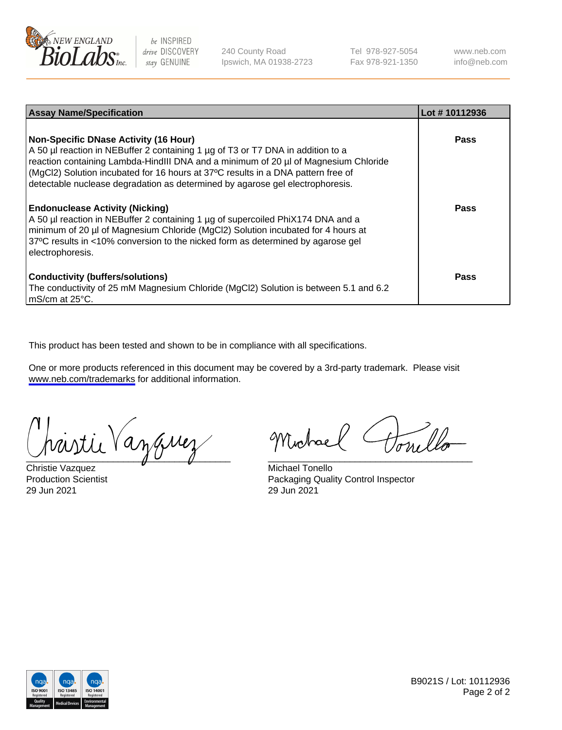| Assay Name/Specification | Lot # 10112936 |
|---|---|
| **Non-Specific DNase Activity (16 Hour)**<br>A 50 µl reaction in NEBuffer 2 containing 1 µg of T3 or T7 DNA in addition to a reaction containing Lambda-HindIII DNA and a minimum of 20 µl of Magnesium Chloride ($MgCl_2$) Solution incubated for 16 hours at 37ºC results in a DNA pattern free of detectable nuclease degradation as determined by agarose gel electrophoresis. | Pass |
| **Endonuclease Activity (Nicking)**<br>A 50 µl reaction in NEBuffer 2 containing 1 µg of supercoiled PhiX174 DNA and a minimum of 20 µl of Magnesium Chloride ($MgCl_2$) Solution incubated for 4 hours at 37ºC results in <10% conversion to the nicked form as determined by agarose gel electrophoresis. | Pass |
| **Conductivity (buffers/solutions)**<br>The conductivity of 25 mM Magnesium Chloride ($MgCl_2$) Solution is between 5.1 and 6.2 mS/cm at 25°C. | Pass |

This product has been tested and shown to be in compliance with all specifications.

One or more products referenced in this document may be covered by a 3rd-party trademark. Please visit www.neb.com/trademarks for additional information.

Christie Vazquez
Production Scientist
29 Jun 2021

Michael Tonello
Packaging Quality Control Inspector
29 Jun 2021

B9021S / Lot: 10112936